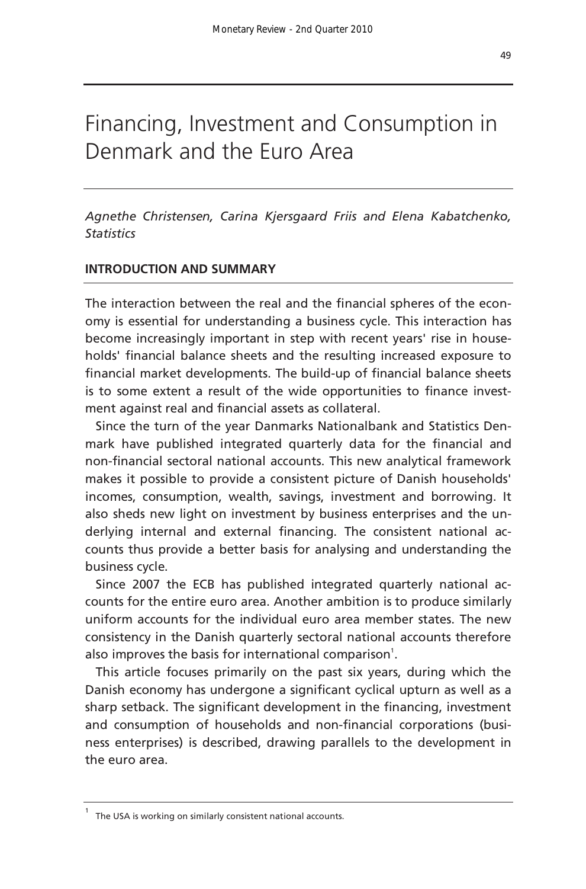# Financing, Investment and Consumption in Denmark and the Euro Area

*Agnethe Christensen, Carina Kjersgaard Friis and Elena Kabatchenko, Statistics*

## INTRODUCTION AND SUMMARY

The interaction between the real and the financial spheres of the economy is essential for understanding a business cycle. This interaction has become increasingly important in step with recent years' rise in households' financial balance sheets and the resulting increased exposure to financial market developments. The build-up of financial balance sheets is to some extent a result of the wide opportunities to finance investment against real and financial assets as collateral.

Since the turn of the year Danmarks Nationalbank and Statistics Denmark have published integrated quarterly data for the financial and non-financial sectoral national accounts. This new analytical framework makes it possible to provide a consistent picture of Danish households' incomes, consumption, wealth, savings, investment and borrowing. It also sheds new light on investment by business enterprises and the underlying internal and external financing. The consistent national accounts thus provide a better basis for analysing and understanding the business cycle.

Since 2007 the ECB has published integrated quarterly national accounts for the entire euro area. Another ambition is to produce similarly uniform accounts for the individual euro area member states. The new consistency in the Danish quarterly sectoral national accounts therefore also improves the basis for international comparison[1].

This article focuses primarily on the past six years, during which the Danish economy has undergone a significant cyclical upturn as well as a sharp setback. The significant development in the financing, investment and consumption of households and non-financial corporations (business enterprises) is described, drawing parallels to the development in the euro area.

[1] The USA is working on similarly consistent national accounts.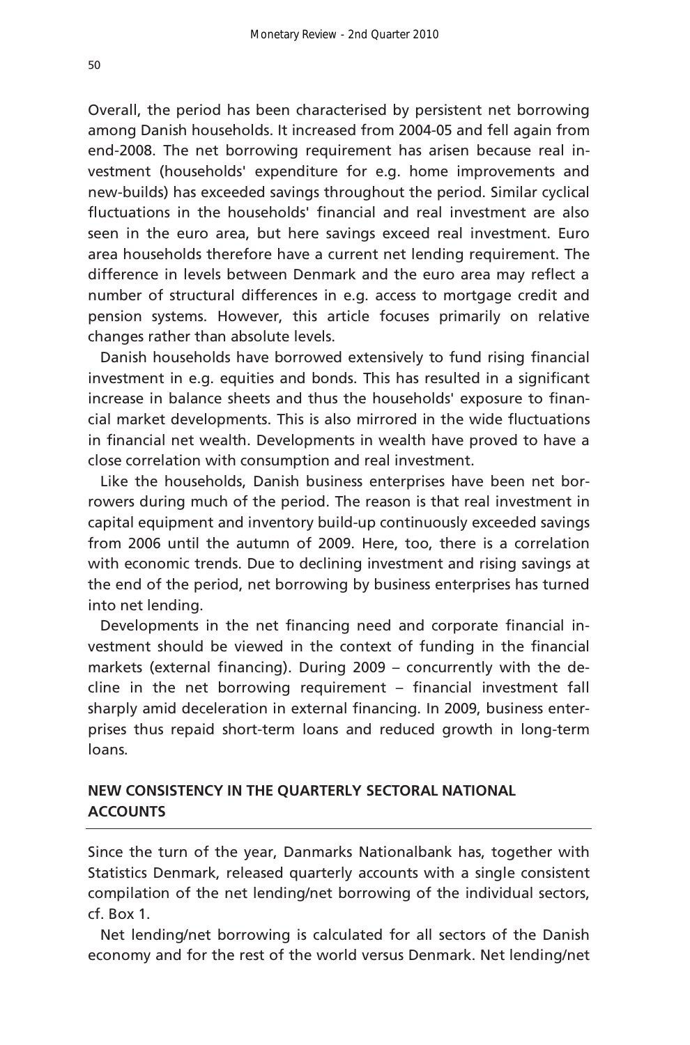Overall, the period has been characterised by persistent net borrowing among Danish households. It increased from 2004-05 and fell again from end-2008. The net borrowing requirement has arisen because real investment (households' expenditure for e.g. home improvements and new-builds) has exceeded savings throughout the period. Similar cyclical fluctuations in the households' financial and real investment are also seen in the euro area, but here savings exceed real investment. Euro area households therefore have a current net lending requirement. The difference in levels between Denmark and the euro area may reflect a number of structural differences in e.g. access to mortgage credit and pension systems. However, this article focuses primarily on relative changes rather than absolute levels.

Danish households have borrowed extensively to fund rising financial investment in e.g. equities and bonds. This has resulted in a significant increase in balance sheets and thus the households' exposure to financial market developments. This is also mirrored in the wide fluctuations in financial net wealth. Developments in wealth have proved to have a close correlation with consumption and real investment.

Like the households, Danish business enterprises have been net borrowers during much of the period. The reason is that real investment in capital equipment and inventory build-up continuously exceeded savings from 2006 until the autumn of 2009. Here, too, there is a correlation with economic trends. Due to declining investment and rising savings at the end of the period, net borrowing by business enterprises has turned into net lending.

Developments in the net financing need and corporate financial investment should be viewed in the context of funding in the financial markets (external financing). During 2009 – concurrently with the decline in the net borrowing requirement – financial investment fall sharply amid deceleration in external financing. In 2009, business enterprises thus repaid short-term loans and reduced growth in long-term loans.

## NEW CONSISTENCY IN THE QUARTERLY SECTORAL NATIONAL ACCOUNTS

Since the turn of the year, Danmarks Nationalbank has, together with Statistics Denmark, released quarterly accounts with a single consistent compilation of the net lending/net borrowing of the individual sectors, cf. Box 1.

Net lending/net borrowing is calculated for all sectors of the Danish economy and for the rest of the world versus Denmark. Net lending/net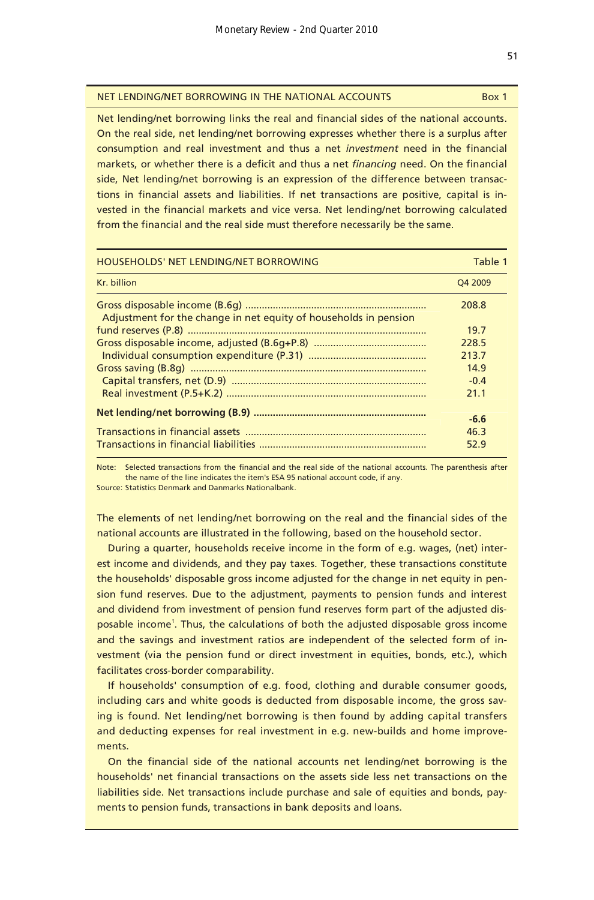## NET LENDING/NET BORROWING IN THE NATIONAL ACCOUNTS

Box 1

Net lending/net borrowing links the real and financial sides of the national accounts. On the real side, net lending/net borrowing expresses whether there is a surplus after consumption and real investment and thus a net *investment* need in the financial markets, or whether there is a deficit and thus a net *financing* need. On the financial side, Net lending/net borrowing is an expression of the difference between transactions in financial assets and liabilities. If net transactions are positive, capital is invested in the financial markets and vice versa. Net lending/net borrowing calculated from the financial and the real side must therefore necessarily be the same.

HOUSEHOLDS' NET LENDING/NET BORROWING — Table 1

| Kr. billion | Q4 2009 |
|---|---|
| Gross disposable income (B.6g) | 208.8 |
| Adjustment for the change in net equity of households in pension fund reserves (P.8) | 19.7 |
| Gross disposable income, adjusted (B.6g+P.8) | 228.5 |
| Individual consumption expenditure (P.31) | 213.7 |
| Gross saving (B.8g) | 14.9 |
| Capital transfers, net (D.9) | -0.4 |
| Real investment (P.5+K.2) | 21.1 |
| **Net lending/net borrowing (B.9)** | **-6.6** |
| Transactions in financial assets | 46.3 |
| Transactions in financial liabilities | 52.9 |

Note: Selected transactions from the financial and the real side of the national accounts. The parenthesis after the name of the line indicates the item's ESA 95 national account code, if any.
Source: Statistics Denmark and Danmarks Nationalbank.

The elements of net lending/net borrowing on the real and the financial sides of the national accounts are illustrated in the following, based on the household sector.

During a quarter, households receive income in the form of e.g. wages, (net) interest income and dividends, and they pay taxes. Together, these transactions constitute the households' disposable gross income adjusted for the change in net equity in pension fund reserves. Due to the adjustment, payments to pension funds and interest and dividend from investment of pension fund reserves form part of the adjusted disposable income[1]. Thus, the calculations of both the adjusted disposable gross income and the savings and investment ratios are independent of the selected form of investment (via the pension fund or direct investment in equities, bonds, etc.), which facilitates cross-border comparability.

If households' consumption of e.g. food, clothing and durable consumer goods, including cars and white goods is deducted from disposable income, the gross saving is found. Net lending/net borrowing is then found by adding capital transfers and deducting expenses for real investment in e.g. new-builds and home improvements.

On the financial side of the national accounts net lending/net borrowing is the households' net financial transactions on the assets side less net transactions on the liabilities side. Net transactions include purchase and sale of equities and bonds, payments to pension funds, transactions in bank deposits and loans.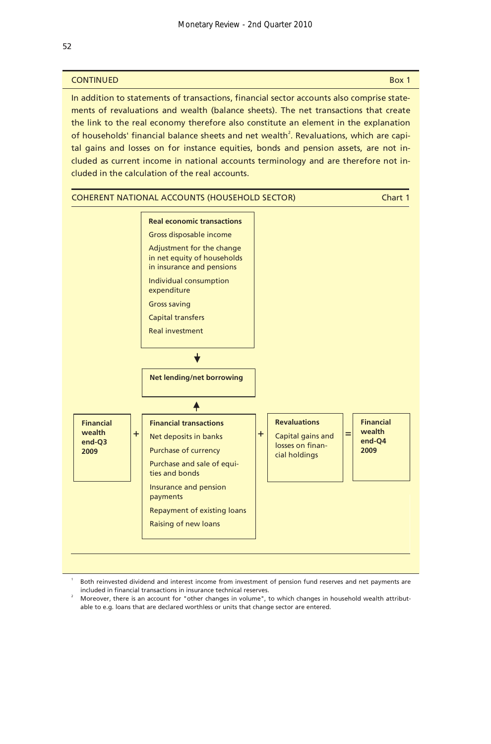CONTINUED Box 1

In addition to statements of transactions, financial sector accounts also comprise statements of revaluations and wealth (balance sheets). The net transactions that create the link to the real economy therefore also constitute an element in the explanation of households' financial balance sheets and net wealth[2]. Revaluations, which are capital gains and losses on for instance equities, bonds and pension assets, are not included as current income in national accounts terminology and are therefore not included in the calculation of the real accounts.

COHERENT NATIONAL ACCOUNTS (HOUSEHOLD SECTOR) Chart 1

**Real economic transactions**
- Gross disposable income
- Adjustment for the change in net equity of households in insurance and pensions
- Individual consumption expenditure
- Gross saving
- Capital transfers
- Real investment

↓

**Net lending/net borrowing**

↑

| **Financial wealth end-Q3 2009** | + | **Financial transactions** | + | **Revaluations** | = | **Financial wealth end-Q4 2009** |
|---|---|---|---|---|---|---|
| | | Net deposits in banks<br>Purchase of currency<br>Purchase and sale of equities and bonds<br>Insurance and pension payments<br>Repayment of existing loans<br>Raising of new loans | | Capital gains and losses on financial holdings | | |

[1] Both reinvested dividend and interest income from investment of pension fund reserves and net payments are included in financial transactions in insurance technical reserves.

[2] Moreover, there is an account for "other changes in volume", to which changes in household wealth attributable to e.g. loans that are declared worthless or units that change sector are entered.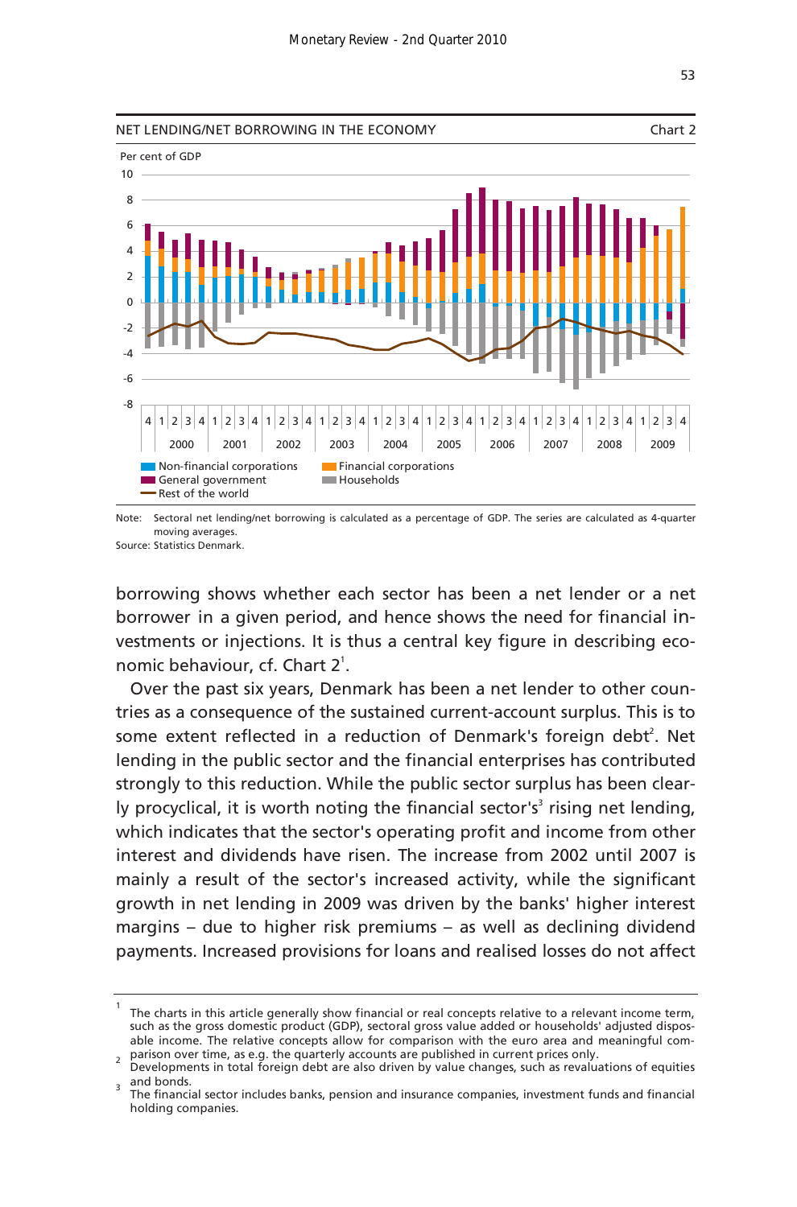NET LENDING/NET BORROWING IN THE ECONOMY Chart 2

Per cent of GDP

Non-financial corporations | Financial corporations | General government | Households | Rest of the world

Note: Sectoral net lending/net borrowing is calculated as a percentage of GDP. The series are calculated as 4-quarter moving averages.
Source: Statistics Denmark.

borrowing shows whether each sector has been a net lender or a net borrower in a given period, and hence shows the need for financial investments or injections. It is thus a central key figure in describing economic behaviour, cf. Chart 2[1].

Over the past six years, Denmark has been a net lender to other countries as a consequence of the sustained current-account surplus. This is to some extent reflected in a reduction of Denmark's foreign debt[2]. Net lending in the public sector and the financial enterprises has contributed strongly to this reduction. While the public sector surplus has been clearly procyclical, it is worth noting the financial sector's[3] rising net lending, which indicates that the sector's operating profit and income from other interest and dividends have risen. The increase from 2002 until 2007 is mainly a result of the sector's increased activity, while the significant growth in net lending in 2009 was driven by the banks' higher interest margins – due to higher risk premiums – as well as declining dividend payments. Increased provisions for loans and realised losses do not affect

---

[1] The charts in this article generally show financial or real concepts relative to a relevant income term, such as the gross domestic product (GDP), sectoral gross value added or households' adjusted disposable income. The relative concepts allow for comparison with the euro area and meaningful comparison over time, as e.g. the quarterly accounts are published in current prices only.

[2] Developments in total foreign debt are also driven by value changes, such as revaluations of equities and bonds.

[3] The financial sector includes banks, pension and insurance companies, investment funds and financial holding companies.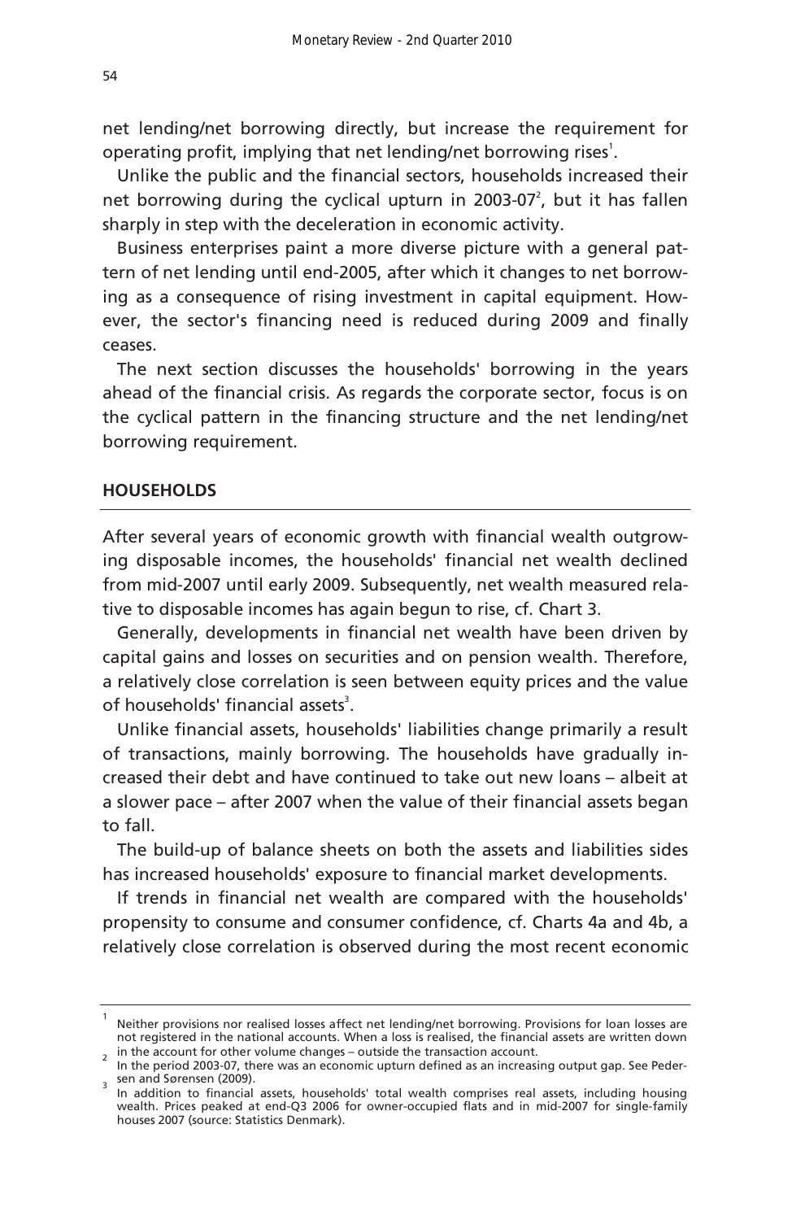net lending/net borrowing directly, but increase the requirement for operating profit, implying that net lending/net borrowing rises[1].

Unlike the public and the financial sectors, households increased their net borrowing during the cyclical upturn in 2003-07[2], but it has fallen sharply in step with the deceleration in economic activity.

Business enterprises paint a more diverse picture with a general pattern of net lending until end-2005, after which it changes to net borrowing as a consequence of rising investment in capital equipment. However, the sector's financing need is reduced during 2009 and finally ceases.

The next section discusses the households' borrowing in the years ahead of the financial crisis. As regards the corporate sector, focus is on the cyclical pattern in the financing structure and the net lending/net borrowing requirement.

## HOUSEHOLDS

After several years of economic growth with financial wealth outgrowing disposable incomes, the households' financial net wealth declined from mid-2007 until early 2009. Subsequently, net wealth measured relative to disposable incomes has again begun to rise, cf. Chart 3.

Generally, developments in financial net wealth have been driven by capital gains and losses on securities and on pension wealth. Therefore, a relatively close correlation is seen between equity prices and the value of households' financial assets[3].

Unlike financial assets, households' liabilities change primarily a result of transactions, mainly borrowing. The households have gradually increased their debt and have continued to take out new loans – albeit at a slower pace – after 2007 when the value of their financial assets began to fall.

The build-up of balance sheets on both the assets and liabilities sides has increased households' exposure to financial market developments.

If trends in financial net wealth are compared with the households' propensity to consume and consumer confidence, cf. Charts 4a and 4b, a relatively close correlation is observed during the most recent economic

---

[1] Neither provisions nor realised losses affect net lending/net borrowing. Provisions for loan losses are not registered in the national accounts. When a loss is realised, the financial assets are written down in the account for other volume changes – outside the transaction account.

[2] In the period 2003-07, there was an economic upturn defined as an increasing output gap. See Pedersen and Sørensen (2009).

[3] In addition to financial assets, households' total wealth comprises real assets, including housing wealth. Prices peaked at end-Q3 2006 for owner-occupied flats and in mid-2007 for single-family houses 2007 (source: Statistics Denmark).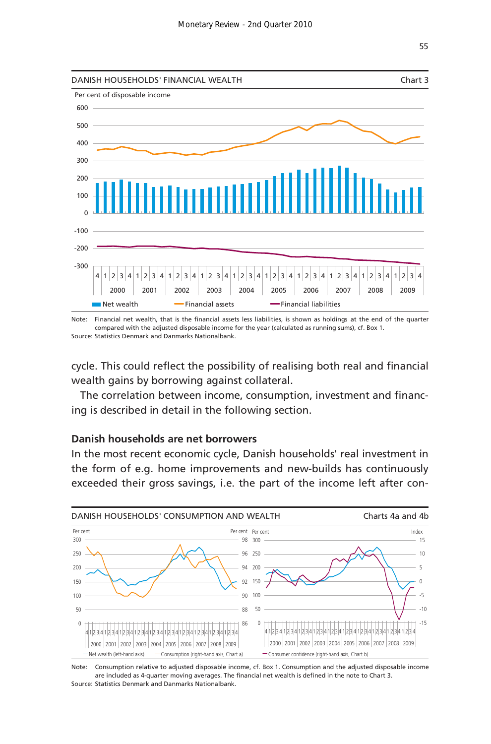DANISH HOUSEHOLDS' FINANCIAL WEALTH — Chart 3

Note: Financial net wealth, that is the financial assets less liabilities, is shown as holdings at the end of the quarter compared with the adjusted disposable income for the year (calculated as running sums), cf. Box 1.
Source: Statistics Denmark and Danmarks Nationalbank.

cycle. This could reflect the possibility of realising both real and financial wealth gains by borrowing against collateral.

The correlation between income, consumption, investment and financing is described in detail in the following section.

### Danish households are net borrowers

In the most recent economic cycle, Danish households' real investment in the form of e.g. home improvements and new-builds has continuously exceeded their gross savings, i.e. the part of the income left after con-

DANISH HOUSEHOLDS' CONSUMPTION AND WEALTH — Charts 4a and 4b

Note: Consumption relative to adjusted disposable income, cf. Box 1. Consumption and the adjusted disposable income are included as 4-quarter moving averages. The financial net wealth is defined in the note to Chart 3.
Source: Statistics Denmark and Danmarks Nationalbank.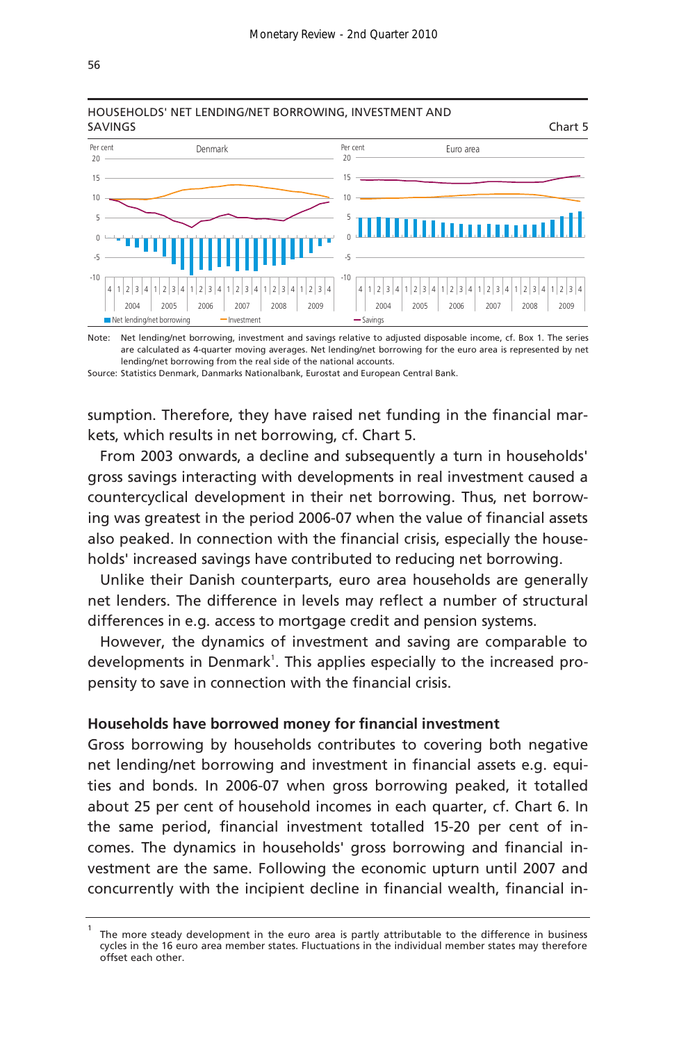HOUSEHOLDS' NET LENDING/NET BORROWING, INVESTMENT AND SAVINGS

Chart 5

Note: Net lending/net borrowing, investment and savings relative to adjusted disposable income, cf. Box 1. The series are calculated as 4-quarter moving averages. Net lending/net borrowing for the euro area is represented by net lending/net borrowing from the real side of the national accounts.

Source: Statistics Denmark, Danmarks Nationalbank, Eurostat and European Central Bank.

sumption. Therefore, they have raised net funding in the financial markets, which results in net borrowing, cf. Chart 5.

From 2003 onwards, a decline and subsequently a turn in households' gross savings interacting with developments in real investment caused a countercyclical development in their net borrowing. Thus, net borrowing was greatest in the period 2006-07 when the value of financial assets also peaked. In connection with the financial crisis, especially the households' increased savings have contributed to reducing net borrowing.

Unlike their Danish counterparts, euro area households are generally net lenders. The difference in levels may reflect a number of structural differences in e.g. access to mortgage credit and pension systems.

However, the dynamics of investment and saving are comparable to developments in Denmark[1]. This applies especially to the increased propensity to save in connection with the financial crisis.

**Households have borrowed money for financial investment**

Gross borrowing by households contributes to covering both negative net lending/net borrowing and investment in financial assets e.g. equities and bonds. In 2006-07 when gross borrowing peaked, it totalled about 25 per cent of household incomes in each quarter, cf. Chart 6. In the same period, financial investment totalled 15-20 per cent of incomes. The dynamics in households' gross borrowing and financial investment are the same. Following the economic upturn until 2007 and concurrently with the incipient decline in financial wealth, financial in-

[1] The more steady development in the euro area is partly attributable to the difference in business cycles in the 16 euro area member states. Fluctuations in the individual member states may therefore offset each other.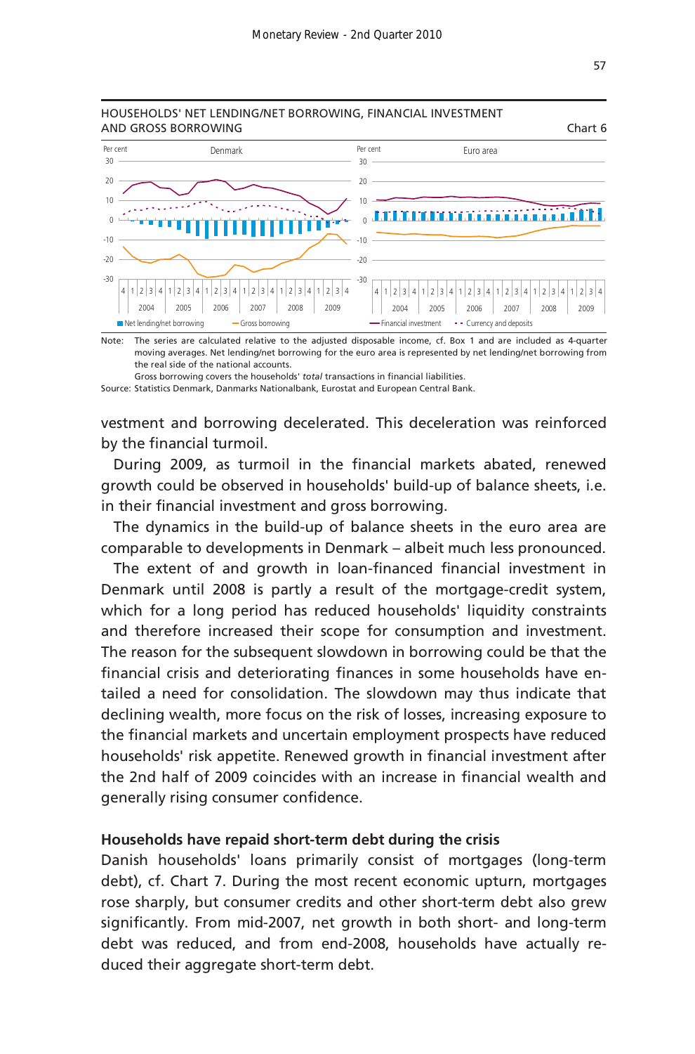HOUSEHOLDS' NET LENDING/NET BORROWING, FINANCIAL INVESTMENT AND GROSS BORROWING

Chart 6

Note: The series are calculated relative to the adjusted disposable income, cf. Box 1 and are included as 4-quarter moving averages. Net lending/net borrowing for the euro area is represented by net lending/net borrowing from the real side of the national accounts.
Gross borrowing covers the households' *total* transactions in financial liabilities.

Source: Statistics Denmark, Danmarks Nationalbank, Eurostat and European Central Bank.

vestment and borrowing decelerated. This deceleration was reinforced by the financial turmoil.

During 2009, as turmoil in the financial markets abated, renewed growth could be observed in households' build-up of balance sheets, i.e. in their financial investment and gross borrowing.

The dynamics in the build-up of balance sheets in the euro area are comparable to developments in Denmark – albeit much less pronounced.

The extent of and growth in loan-financed financial investment in Denmark until 2008 is partly a result of the mortgage-credit system, which for a long period has reduced households' liquidity constraints and therefore increased their scope for consumption and investment. The reason for the subsequent slowdown in borrowing could be that the financial crisis and deteriorating finances in some households have entailed a need for consolidation. The slowdown may thus indicate that declining wealth, more focus on the risk of losses, increasing exposure to the financial markets and uncertain employment prospects have reduced households' risk appetite. Renewed growth in financial investment after the 2nd half of 2009 coincides with an increase in financial wealth and generally rising consumer confidence.

**Households have repaid short-term debt during the crisis**

Danish households' loans primarily consist of mortgages (long-term debt), cf. Chart 7. During the most recent economic upturn, mortgages rose sharply, but consumer credits and other short-term debt also grew significantly. From mid-2007, net growth in both short- and long-term debt was reduced, and from end-2008, households have actually reduced their aggregate short-term debt.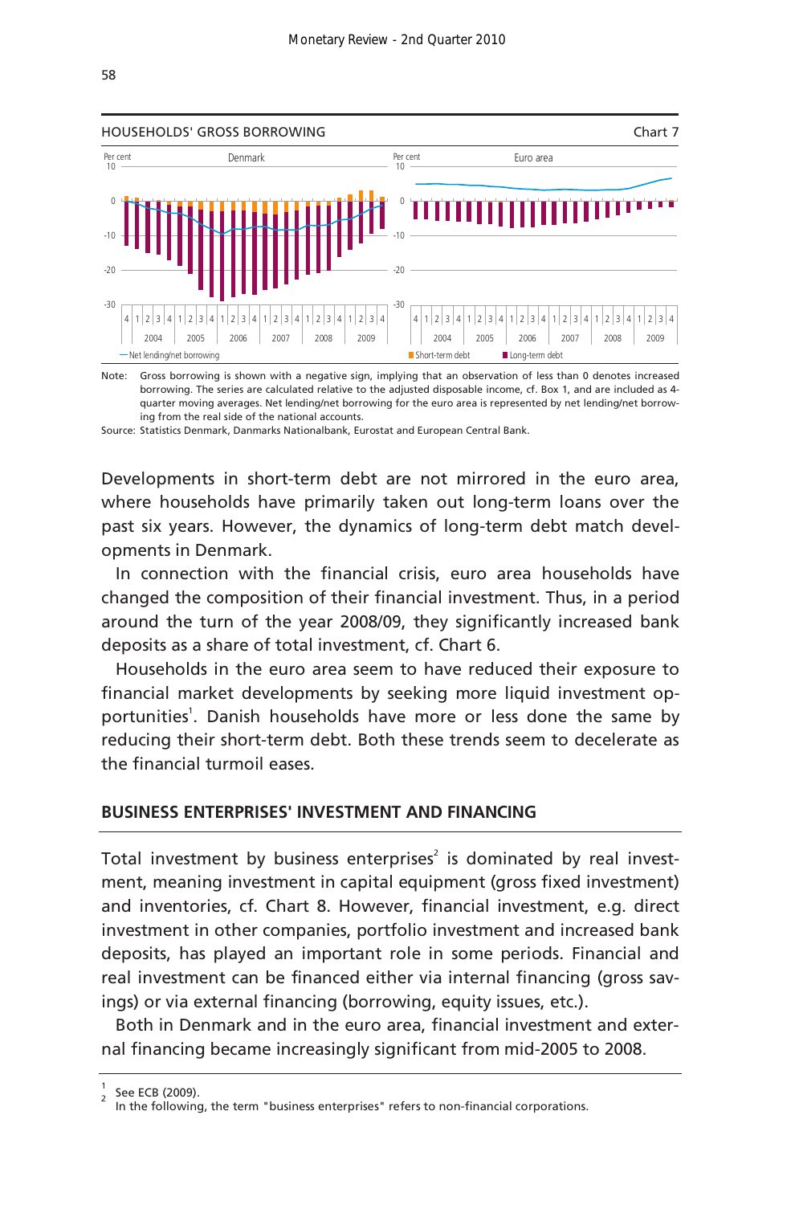HOUSEHOLDS' GROSS BORROWING — Chart 7

Note: Gross borrowing is shown with a negative sign, implying that an observation of less than 0 denotes increased borrowing. The series are calculated relative to the adjusted disposable income, cf. Box 1, and are included as 4-quarter moving averages. Net lending/net borrowing for the euro area is represented by net lending/net borrowing from the real side of the national accounts.

Source: Statistics Denmark, Danmarks Nationalbank, Eurostat and European Central Bank.

Developments in short-term debt are not mirrored in the euro area, where households have primarily taken out long-term loans over the past six years. However, the dynamics of long-term debt match developments in Denmark.

In connection with the financial crisis, euro area households have changed the composition of their financial investment. Thus, in a period around the turn of the year 2008/09, they significantly increased bank deposits as a share of total investment, cf. Chart 6.

Households in the euro area seem to have reduced their exposure to financial market developments by seeking more liquid investment opportunities[1]. Danish households have more or less done the same by reducing their short-term debt. Both these trends seem to decelerate as the financial turmoil eases.

## BUSINESS ENTERPRISES' INVESTMENT AND FINANCING

Total investment by business enterprises[2] is dominated by real investment, meaning investment in capital equipment (gross fixed investment) and inventories, cf. Chart 8. However, financial investment, e.g. direct investment in other companies, portfolio investment and increased bank deposits, has played an important role in some periods. Financial and real investment can be financed either via internal financing (gross savings) or via external financing (borrowing, equity issues, etc.).

Both in Denmark and in the euro area, financial investment and external financing became increasingly significant from mid-2005 to 2008.

[1] See ECB (2009).

[2] In the following, the term "business enterprises" refers to non-financial corporations.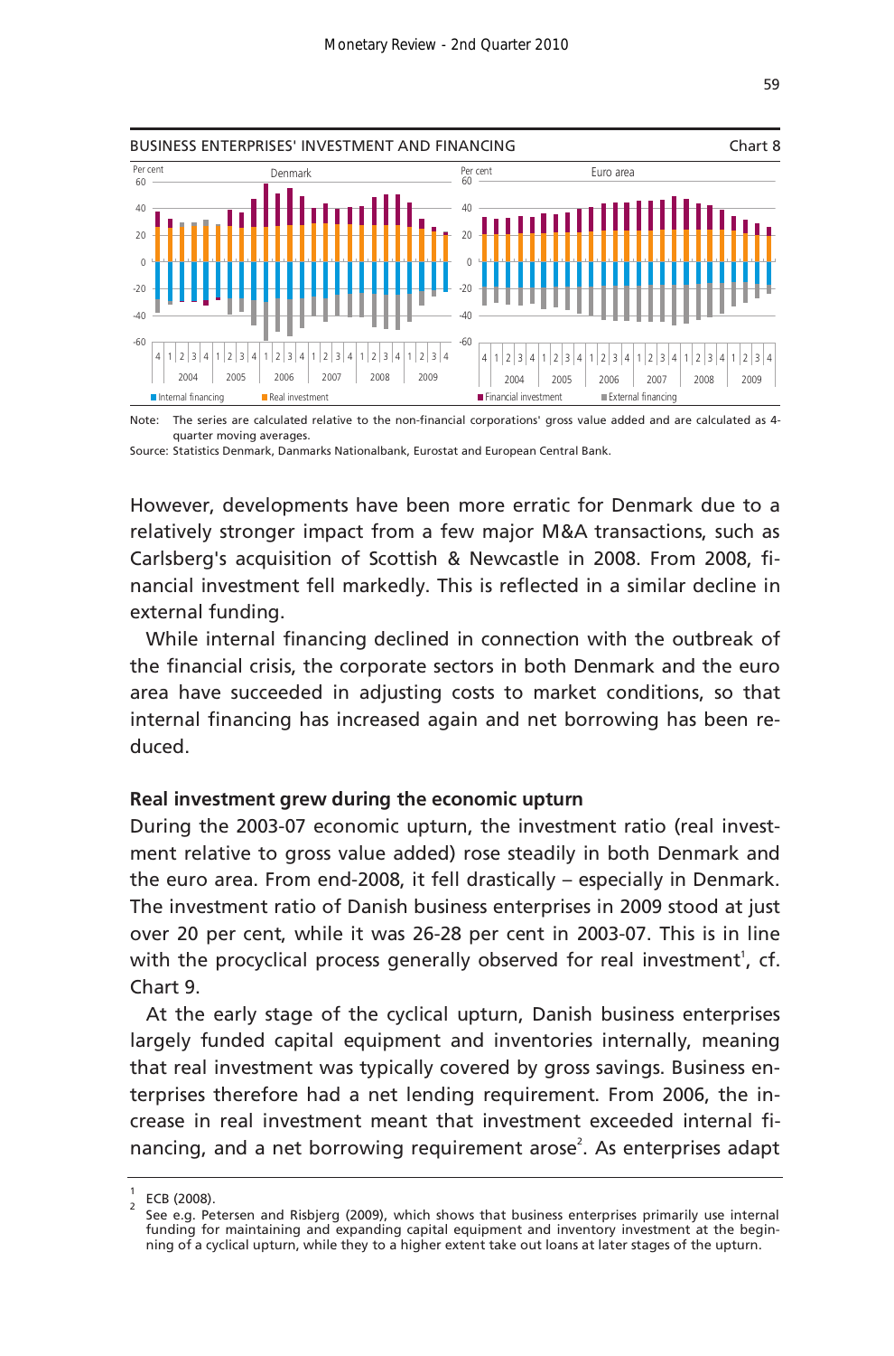BUSINESS ENTERPRISES' INVESTMENT AND FINANCING — Chart 8

Note: The series are calculated relative to the non-financial corporations' gross value added and are calculated as 4-quarter moving averages.
Source: Statistics Denmark, Danmarks Nationalbank, Eurostat and European Central Bank.

However, developments have been more erratic for Denmark due to a relatively stronger impact from a few major M&A transactions, such as Carlsberg's acquisition of Scottish & Newcastle in 2008. From 2008, financial investment fell markedly. This is reflected in a similar decline in external funding.

While internal financing declined in connection with the outbreak of the financial crisis, the corporate sectors in both Denmark and the euro area have succeeded in adjusting costs to market conditions, so that internal financing has increased again and net borrowing has been reduced.

**Real investment grew during the economic upturn**

During the 2003-07 economic upturn, the investment ratio (real investment relative to gross value added) rose steadily in both Denmark and the euro area. From end-2008, it fell drastically – especially in Denmark. The investment ratio of Danish business enterprises in 2009 stood at just over 20 per cent, while it was 26-28 per cent in 2003-07. This is in line with the procyclical process generally observed for real investment[1], cf. Chart 9.

At the early stage of the cyclical upturn, Danish business enterprises largely funded capital equipment and inventories internally, meaning that real investment was typically covered by gross savings. Business enterprises therefore had a net lending requirement. From 2006, the increase in real investment meant that investment exceeded internal financing, and a net borrowing requirement arose[2]. As enterprises adapt

[1] ECB (2008).
[2] See e.g. Petersen and Risbjerg (2009), which shows that business enterprises primarily use internal funding for maintaining and expanding capital equipment and inventory investment at the beginning of a cyclical upturn, while they to a higher extent take out loans at later stages of the upturn.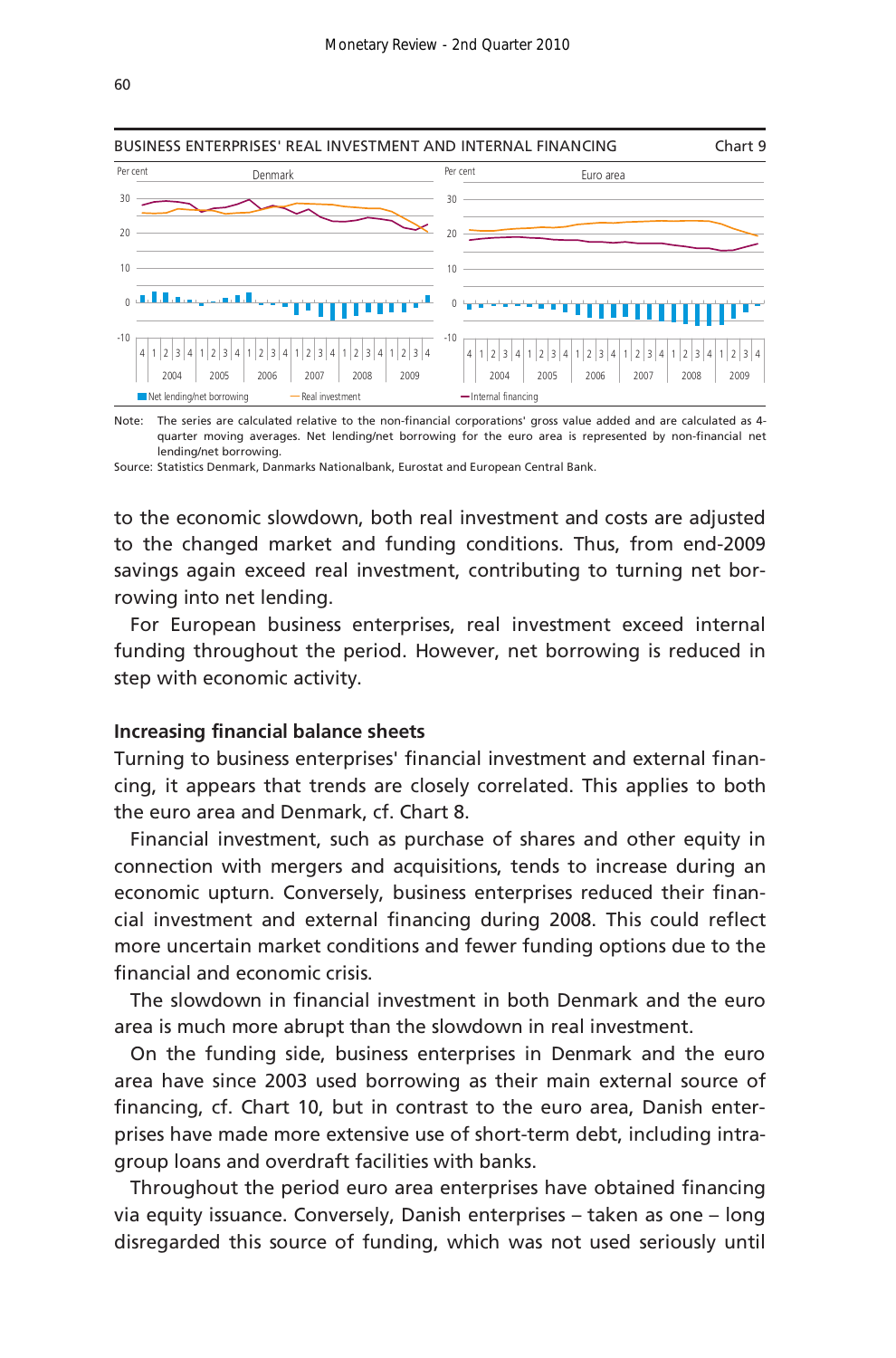BUSINESS ENTERPRISES' REAL INVESTMENT AND INTERNAL FINANCING — Chart 9

Note: The series are calculated relative to the non-financial corporations' gross value added and are calculated as 4-quarter moving averages. Net lending/net borrowing for the euro area is represented by non-financial net lending/net borrowing.

Source: Statistics Denmark, Danmarks Nationalbank, Eurostat and European Central Bank.

to the economic slowdown, both real investment and costs are adjusted to the changed market and funding conditions. Thus, from end-2009 savings again exceed real investment, contributing to turning net borrowing into net lending.

For European business enterprises, real investment exceed internal funding throughout the period. However, net borrowing is reduced in step with economic activity.

### Increasing financial balance sheets

Turning to business enterprises' financial investment and external financing, it appears that trends are closely correlated. This applies to both the euro area and Denmark, cf. Chart 8.

Financial investment, such as purchase of shares and other equity in connection with mergers and acquisitions, tends to increase during an economic upturn. Conversely, business enterprises reduced their financial investment and external financing during 2008. This could reflect more uncertain market conditions and fewer funding options due to the financial and economic crisis.

The slowdown in financial investment in both Denmark and the euro area is much more abrupt than the slowdown in real investment.

On the funding side, business enterprises in Denmark and the euro area have since 2003 used borrowing as their main external source of financing, cf. Chart 10, but in contrast to the euro area, Danish enterprises have made more extensive use of short-term debt, including intra-group loans and overdraft facilities with banks.

Throughout the period euro area enterprises have obtained financing via equity issuance. Conversely, Danish enterprises – taken as one – long disregarded this source of funding, which was not used seriously until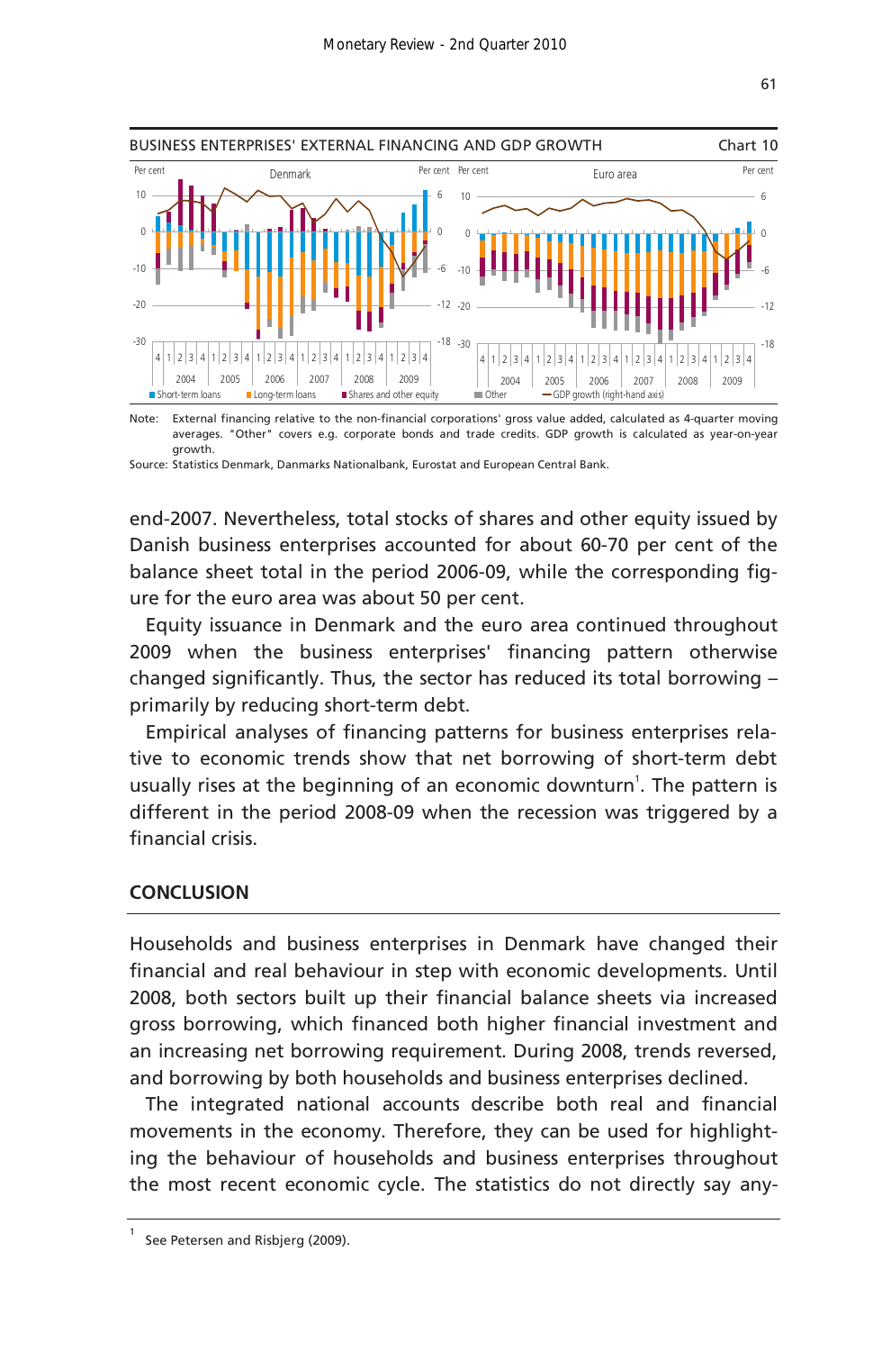BUSINESS ENTERPRISES' EXTERNAL FINANCING AND GDP GROWTH — Chart 10

Note: External financing relative to the non-financial corporations' gross value added, calculated as 4-quarter moving averages. "Other" covers e.g. corporate bonds and trade credits. GDP growth is calculated as year-on-year growth.

Source: Statistics Denmark, Danmarks Nationalbank, Eurostat and European Central Bank.

end-2007. Nevertheless, total stocks of shares and other equity issued by Danish business enterprises accounted for about 60-70 per cent of the balance sheet total in the period 2006-09, while the corresponding figure for the euro area was about 50 per cent.

Equity issuance in Denmark and the euro area continued throughout 2009 when the business enterprises' financing pattern otherwise changed significantly. Thus, the sector has reduced its total borrowing – primarily by reducing short-term debt.

Empirical analyses of financing patterns for business enterprises relative to economic trends show that net borrowing of short-term debt usually rises at the beginning of an economic downturn[1]. The pattern is different in the period 2008-09 when the recession was triggered by a financial crisis.

## CONCLUSION

Households and business enterprises in Denmark have changed their financial and real behaviour in step with economic developments. Until 2008, both sectors built up their financial balance sheets via increased gross borrowing, which financed both higher financial investment and an increasing net borrowing requirement. During 2008, trends reversed, and borrowing by both households and business enterprises declined.

The integrated national accounts describe both real and financial movements in the economy. Therefore, they can be used for highlighting the behaviour of households and business enterprises throughout the most recent economic cycle. The statistics do not directly say any-

[1] See Petersen and Risbjerg (2009).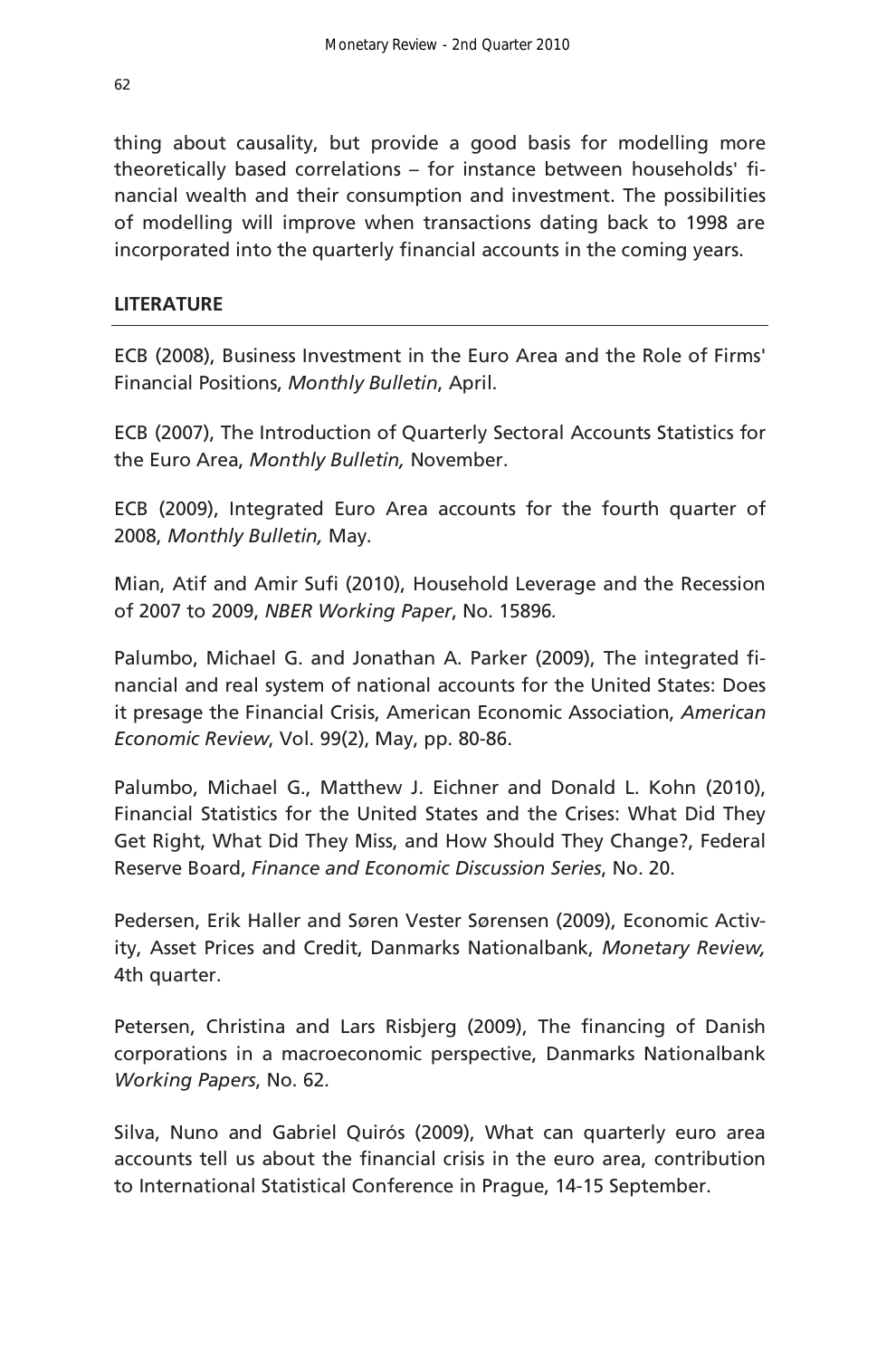thing about causality, but provide a good basis for modelling more theoretically based correlations – for instance between households' financial wealth and their consumption and investment. The possibilities of modelling will improve when transactions dating back to 1998 are incorporated into the quarterly financial accounts in the coming years.

**LITERATURE**

ECB (2008), Business Investment in the Euro Area and the Role of Firms' Financial Positions, *Monthly Bulletin*, April.

ECB (2007), The Introduction of Quarterly Sectoral Accounts Statistics for the Euro Area, *Monthly Bulletin,* November.

ECB (2009), Integrated Euro Area accounts for the fourth quarter of 2008, *Monthly Bulletin,* May.

Mian, Atif and Amir Sufi (2010), Household Leverage and the Recession of 2007 to 2009, *NBER Working Paper*, No. 15896*.*

Palumbo, Michael G. and Jonathan A. Parker (2009), The integrated financial and real system of national accounts for the United States: Does it presage the Financial Crisis, American Economic Association, *American Economic Review*, Vol. 99(2), May, pp. 80-86.

Palumbo, Michael G., Matthew J. Eichner and Donald L. Kohn (2010), Financial Statistics for the United States and the Crises: What Did They Get Right, What Did They Miss, and How Should They Change?, Federal Reserve Board, *Finance and Economic Discussion Series*, No. 20.

Pedersen, Erik Haller and Søren Vester Sørensen (2009), Economic Activity, Asset Prices and Credit, Danmarks Nationalbank, *Monetary Review,* 4th quarter.

Petersen, Christina and Lars Risbjerg (2009), The financing of Danish corporations in a macroeconomic perspective, Danmarks Nationalbank *Working Papers*, No. 62.

Silva, Nuno and Gabriel Quirós (2009), What can quarterly euro area accounts tell us about the financial crisis in the euro area, contribution to International Statistical Conference in Prague, 14-15 September.